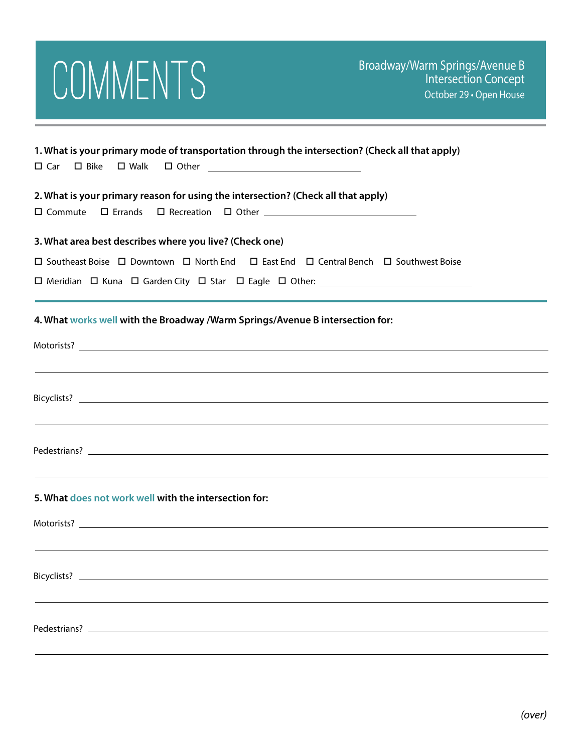# COMMENTS

Broadway/Warm Springs/Avenue B
Intersection Concept
October 29 • Open House

**1. What is your primary mode of transportation through the intersection? (Check all that apply)**

☐ Car ☐ Bike ☐ Walk ☐ Other ______________________

**2. What is your primary reason for using the intersection? (Check all that apply)**

☐ Commute ☐ Errands ☐ Recreation ☐ Other ______________________

**3. What area best describes where you live? (Check one)**

☐ Southeast Boise ☐ Downtown ☐ North End ☐ East End ☐ Central Bench ☐ Southwest Boise

☐ Meridian ☐ Kuna ☐ Garden City ☐ Star ☐ Eagle ☐ Other: ______________________

**4. What works well with the Broadway /Warm Springs/Avenue B intersection for:**

Motorists? ______________________

______________________

Bicyclists? ______________________

______________________

Pedestrians? ______________________

______________________

**5. What does not work well with the intersection for:**

Motorists? ______________________

______________________

Bicyclists? ______________________

______________________

Pedestrians? ______________________

______________________

*(over)*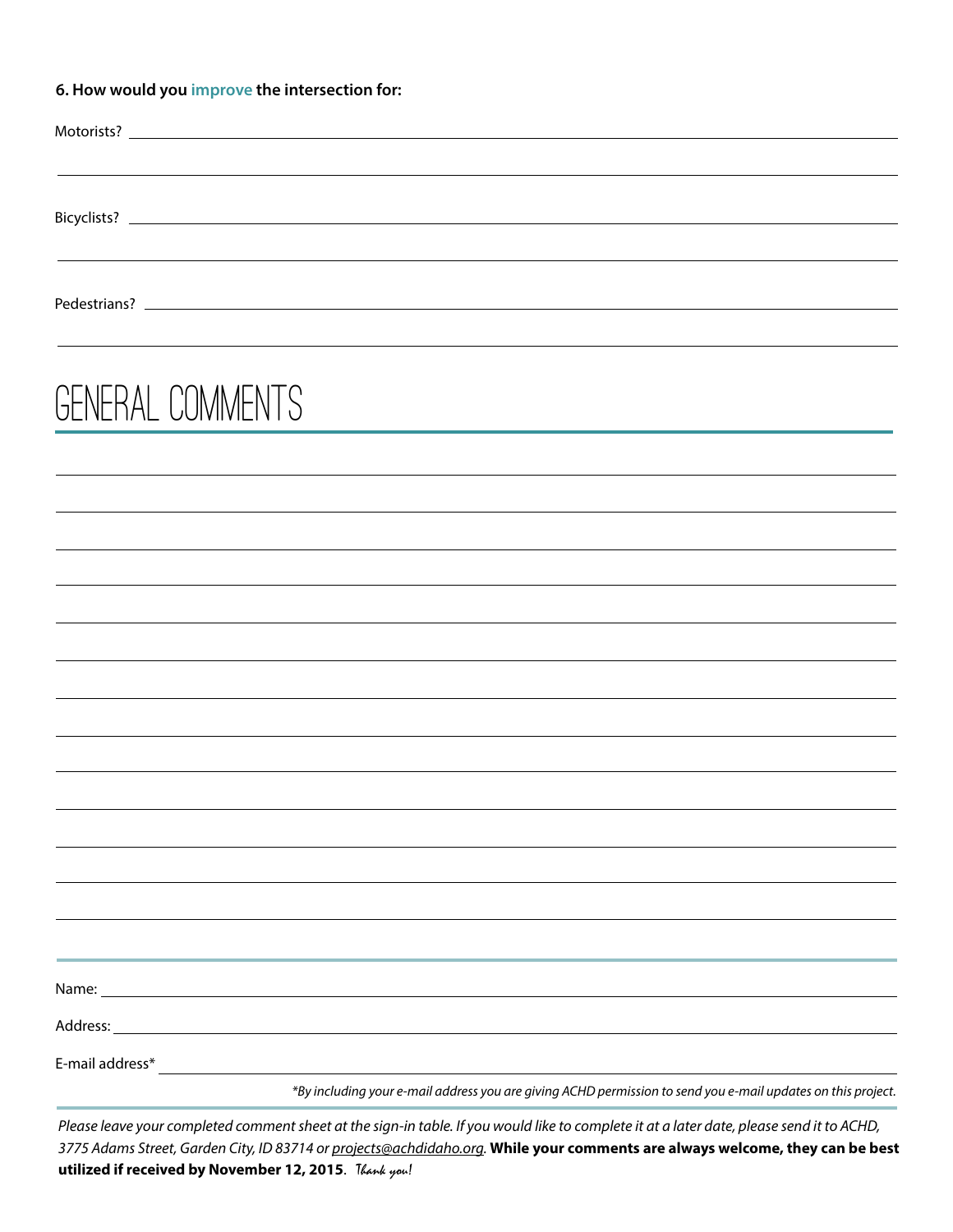**6. How would you improve the intersection for:**

Motorists? ______________________________________________

______________________________________________

Bicyclists? ______________________________________________

______________________________________________

Pedestrians? ______________________________________________

______________________________________________

# GENERAL COMMENTS

______________________________________________

______________________________________________

______________________________________________

______________________________________________

______________________________________________

______________________________________________

______________________________________________

______________________________________________

______________________________________________

______________________________________________

______________________________________________

______________________________________________

______________________________________________

Name: ______________________________________________

Address: ______________________________________________

E-mail address* ______________________________________________

*\*By including your e-mail address you are giving ACHD permission to send you e-mail updates on this project.*

*Please leave your completed comment sheet at the sign-in table. If you would like to complete it at a later date, please send it to ACHD, 3775 Adams Street, Garden City, ID 83714 or projects@achdidaho.org.* **While your comments are always welcome, they can be best utilized if received by November 12, 2015**. *Thank you!*